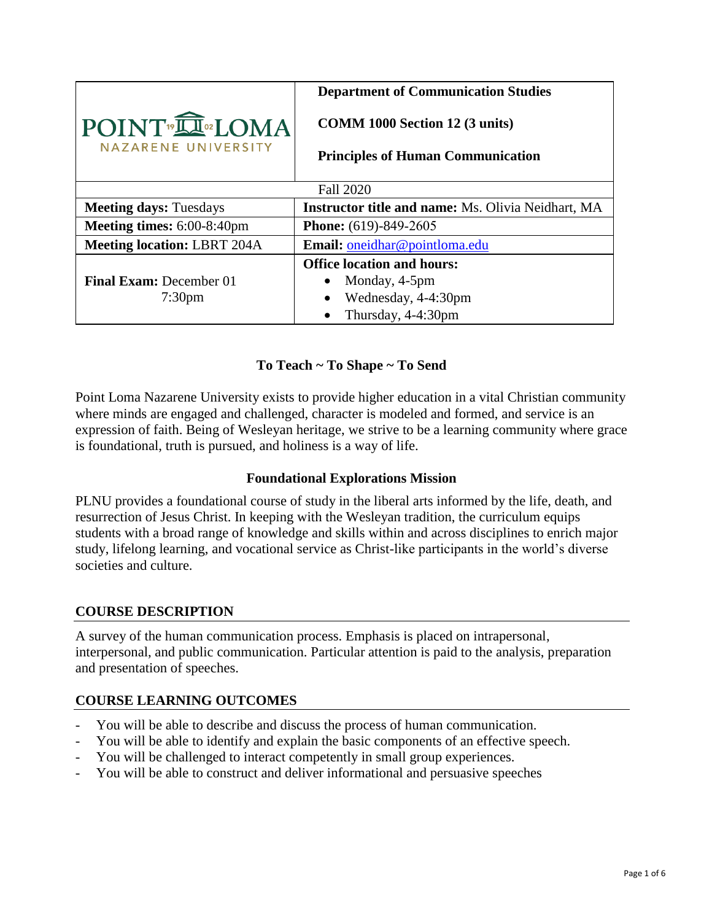| POINT LOMA NAZARENE UNIVERSITY | **Department of Communication Studies** **COMM 1000 Section 12 (3 units)** **Principles of Human Communication** |
| --- | --- |
| Fall 2020 | |
| **Meeting days:** Tuesdays | **Instructor title and name:** Ms. Olivia Neidhart, MA |
| **Meeting times:** 6:00-8:40pm | **Phone:** (619)-849-2605 |
| **Meeting location:** LBRT 204A | **Email:** oneidhar@pointloma.edu |
| **Final Exam:** December 01 7:30pm | **Office location and hours:** • Monday, 4-5pm • Wednesday, 4-4:30pm • Thursday, 4-4:30pm |

**To Teach ~ To Shape ~ To Send**

Point Loma Nazarene University exists to provide higher education in a vital Christian community where minds are engaged and challenged, character is modeled and formed, and service is an expression of faith. Being of Wesleyan heritage, we strive to be a learning community where grace is foundational, truth is pursued, and holiness is a way of life.

**Foundational Explorations Mission**

PLNU provides a foundational course of study in the liberal arts informed by the life, death, and resurrection of Jesus Christ. In keeping with the Wesleyan tradition, the curriculum equips students with a broad range of knowledge and skills within and across disciplines to enrich major study, lifelong learning, and vocational service as Christ-like participants in the world's diverse societies and culture.

## COURSE DESCRIPTION

A survey of the human communication process. Emphasis is placed on intrapersonal, interpersonal, and public communication. Particular attention is paid to the analysis, preparation and presentation of speeches.

## COURSE LEARNING OUTCOMES

- You will be able to describe and discuss the process of human communication.
- You will be able to identify and explain the basic components of an effective speech.
- You will be challenged to interact competently in small group experiences.
- You will be able to construct and deliver informational and persuasive speeches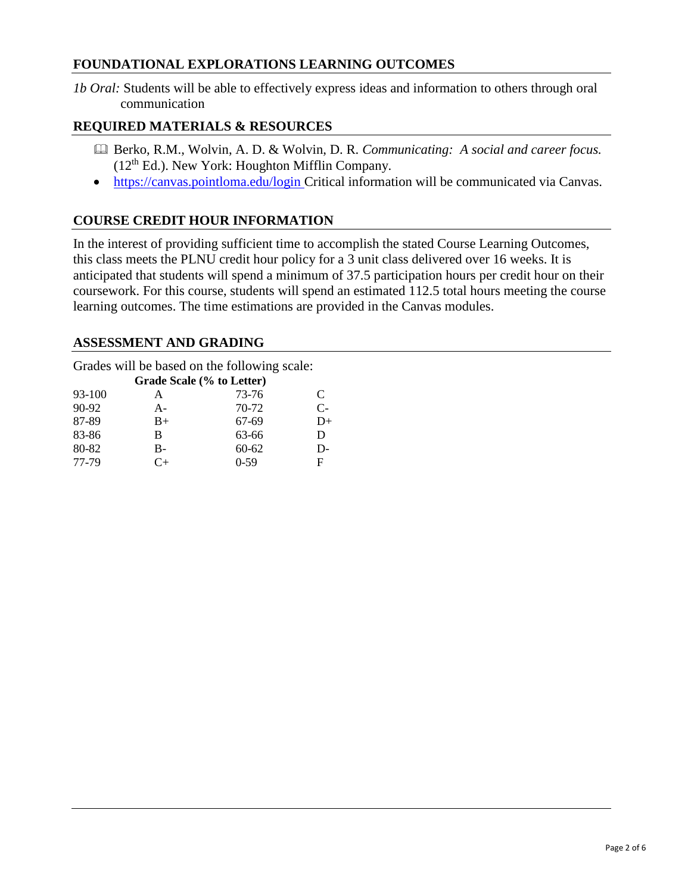## FOUNDATIONAL EXPLORATIONS LEARNING OUTCOMES

*1b Oral:* Students will be able to effectively express ideas and information to others through oral communication

## REQUIRED MATERIALS & RESOURCES

- 🕮 Berko, R.M., Wolvin, A. D. & Wolvin, D. R. *Communicating: A social and career focus.* (12th Ed.). New York: Houghton Mifflin Company.
- https://canvas.pointloma.edu/login Critical information will be communicated via Canvas.

## COURSE CREDIT HOUR INFORMATION

In the interest of providing sufficient time to accomplish the stated Course Learning Outcomes, this class meets the PLNU credit hour policy for a 3 unit class delivered over 16 weeks. It is anticipated that students will spend a minimum of 37.5 participation hours per credit hour on their coursework. For this course, students will spend an estimated 112.5 total hours meeting the course learning outcomes. The time estimations are provided in the Canvas modules.

## ASSESSMENT AND GRADING

Grades will be based on the following scale:

**Grade Scale (% to Letter)**

| | | | |
|---|---|---|---|
| 93-100 | A | 73-76 | C |
| 90-92 | A- | 70-72 | C- |
| 87-89 | B+ | 67-69 | D+ |
| 83-86 | B | 63-66 | D |
| 80-82 | B- | 60-62 | D- |
| 77-79 | C+ | 0-59 | F |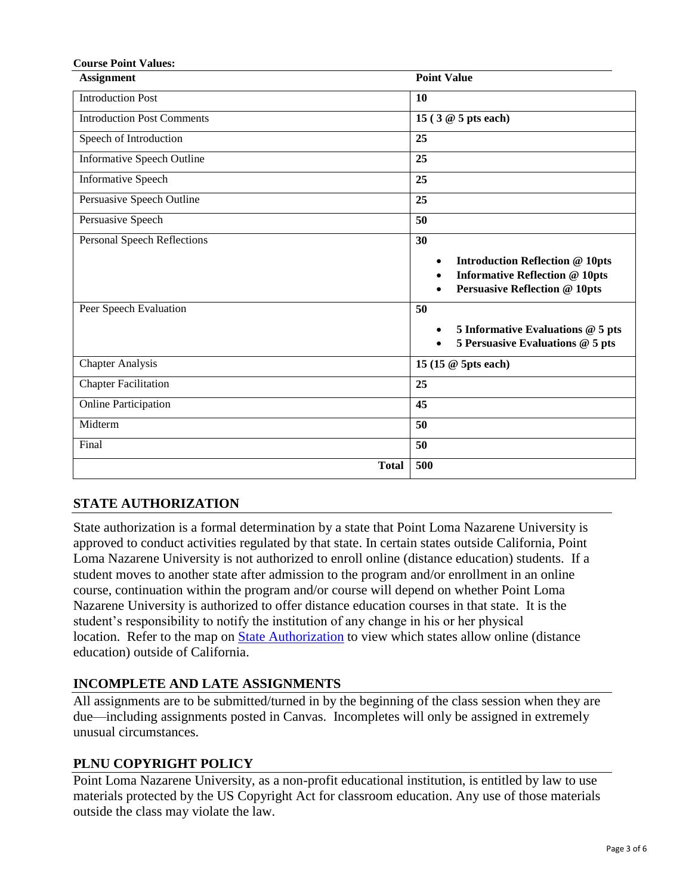**Course Point Values:**

| Assignment | Point Value |
|---|---|
| Introduction Post | **10** |
| Introduction Post Comments | **15 ( 3 @ 5 pts each)** |
| Speech of Introduction | **25** |
| Informative Speech Outline | **25** |
| Informative Speech | **25** |
| Persuasive Speech Outline | **25** |
| Persuasive Speech | **50** |
| Personal Speech Reflections | **30** <br> • **Introduction Reflection @ 10pts** <br> • **Informative Reflection @ 10pts** <br> • **Persuasive Reflection @ 10pts** |
| Peer Speech Evaluation | **50** <br> • **5 Informative Evaluations @ 5 pts** <br> • **5 Persuasive Evaluations @ 5 pts** |
| Chapter Analysis | **15 (15 @ 5pts each)** |
| Chapter Facilitation | **25** |
| Online Participation | **45** |
| Midterm | **50** |
| Final | **50** |
| **Total** | **500** |

## STATE AUTHORIZATION

State authorization is a formal determination by a state that Point Loma Nazarene University is approved to conduct activities regulated by that state. In certain states outside California, Point Loma Nazarene University is not authorized to enroll online (distance education) students. If a student moves to another state after admission to the program and/or enrollment in an online course, continuation within the program and/or course will depend on whether Point Loma Nazarene University is authorized to offer distance education courses in that state. It is the student's responsibility to notify the institution of any change in his or her physical location. Refer to the map on State Authorization to view which states allow online (distance education) outside of California.

## INCOMPLETE AND LATE ASSIGNMENTS

All assignments are to be submitted/turned in by the beginning of the class session when they are due—including assignments posted in Canvas. Incompletes will only be assigned in extremely unusual circumstances.

## PLNU COPYRIGHT POLICY

Point Loma Nazarene University, as a non-profit educational institution, is entitled by law to use materials protected by the US Copyright Act for classroom education. Any use of those materials outside the class may violate the law.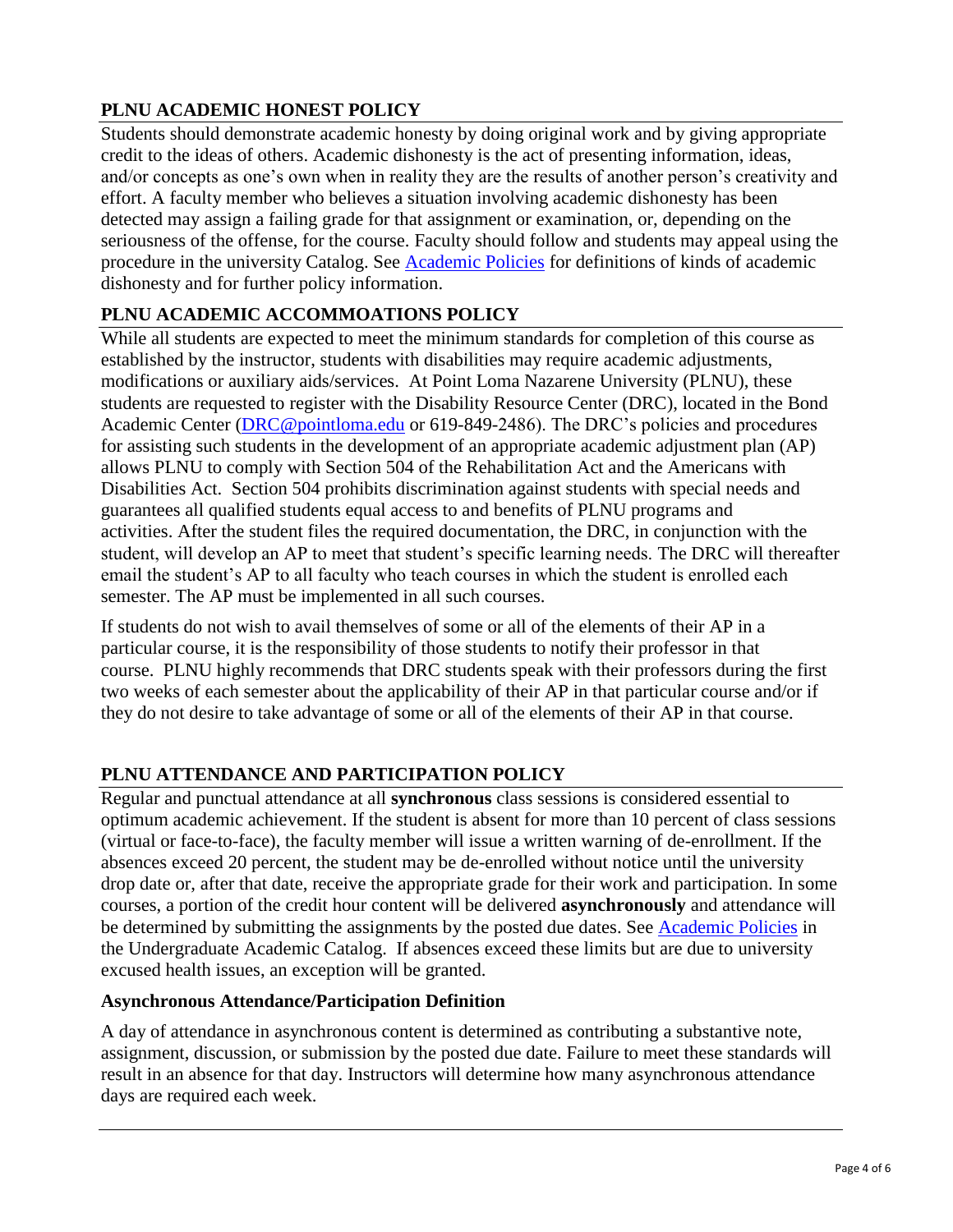## PLNU ACADEMIC HONEST POLICY

Students should demonstrate academic honesty by doing original work and by giving appropriate credit to the ideas of others. Academic dishonesty is the act of presenting information, ideas, and/or concepts as one's own when in reality they are the results of another person's creativity and effort. A faculty member who believes a situation involving academic dishonesty has been detected may assign a failing grade for that assignment or examination, or, depending on the seriousness of the offense, for the course. Faculty should follow and students may appeal using the procedure in the university Catalog. See Academic Policies for definitions of kinds of academic dishonesty and for further policy information.

## PLNU ACADEMIC ACCOMMOATIONS POLICY

While all students are expected to meet the minimum standards for completion of this course as established by the instructor, students with disabilities may require academic adjustments, modifications or auxiliary aids/services. At Point Loma Nazarene University (PLNU), these students are requested to register with the Disability Resource Center (DRC), located in the Bond Academic Center (DRC@pointloma.edu or 619-849-2486). The DRC's policies and procedures for assisting such students in the development of an appropriate academic adjustment plan (AP) allows PLNU to comply with Section 504 of the Rehabilitation Act and the Americans with Disabilities Act. Section 504 prohibits discrimination against students with special needs and guarantees all qualified students equal access to and benefits of PLNU programs and activities. After the student files the required documentation, the DRC, in conjunction with the student, will develop an AP to meet that student's specific learning needs. The DRC will thereafter email the student's AP to all faculty who teach courses in which the student is enrolled each semester. The AP must be implemented in all such courses.

If students do not wish to avail themselves of some or all of the elements of their AP in a particular course, it is the responsibility of those students to notify their professor in that course. PLNU highly recommends that DRC students speak with their professors during the first two weeks of each semester about the applicability of their AP in that particular course and/or if they do not desire to take advantage of some or all of the elements of their AP in that course.

## PLNU ATTENDANCE AND PARTICIPATION POLICY

Regular and punctual attendance at all **synchronous** class sessions is considered essential to optimum academic achievement. If the student is absent for more than 10 percent of class sessions (virtual or face-to-face), the faculty member will issue a written warning of de-enrollment. If the absences exceed 20 percent, the student may be de-enrolled without notice until the university drop date or, after that date, receive the appropriate grade for their work and participation. In some courses, a portion of the credit hour content will be delivered **asynchronously** and attendance will be determined by submitting the assignments by the posted due dates. See Academic Policies in the Undergraduate Academic Catalog. If absences exceed these limits but are due to university excused health issues, an exception will be granted.

### Asynchronous Attendance/Participation Definition

A day of attendance in asynchronous content is determined as contributing a substantive note, assignment, discussion, or submission by the posted due date. Failure to meet these standards will result in an absence for that day. Instructors will determine how many asynchronous attendance days are required each week.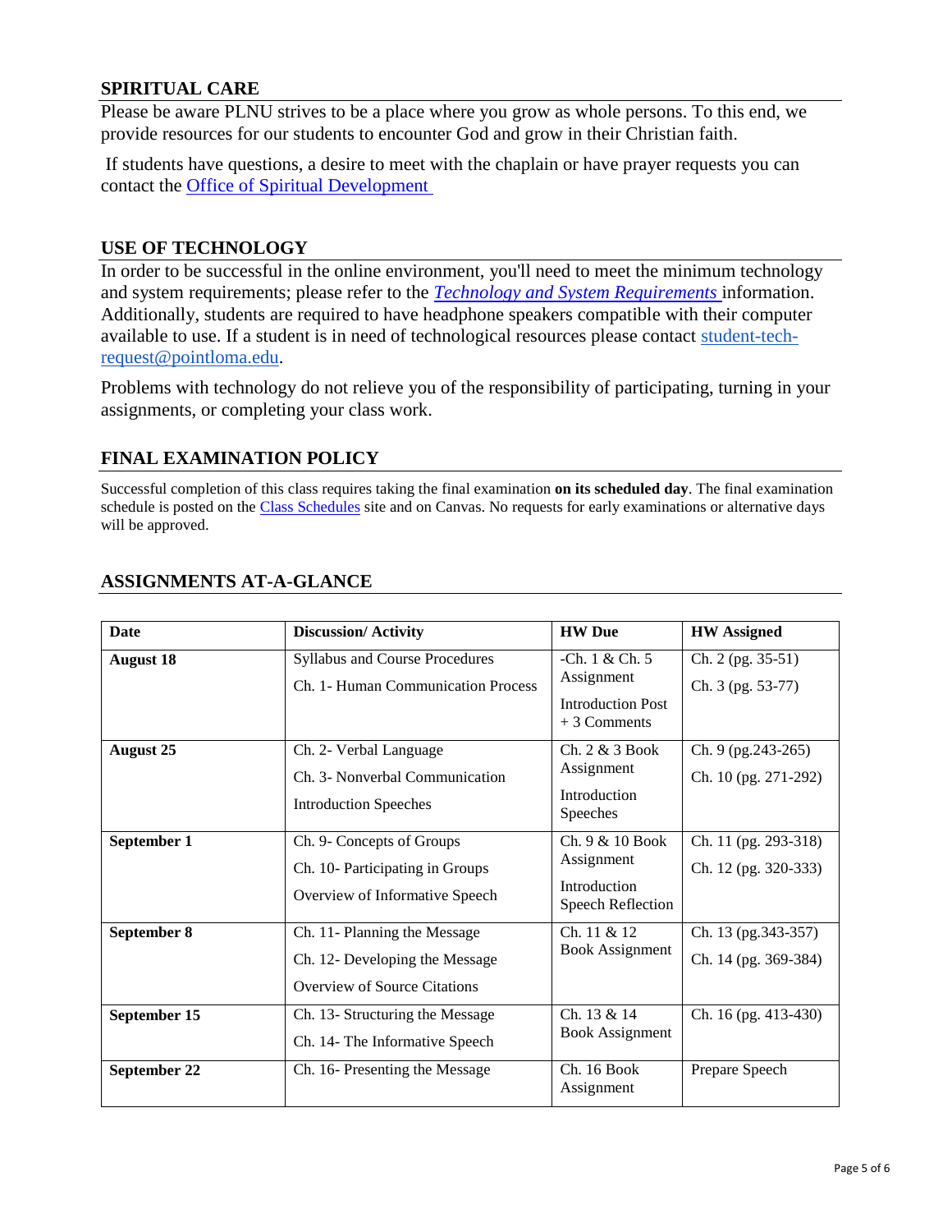## SPIRITUAL CARE

Please be aware PLNU strives to be a place where you grow as whole persons. To this end, we provide resources for our students to encounter God and grow in their Christian faith.

If students have questions, a desire to meet with the chaplain or have prayer requests you can contact the Office of Spiritual Development

## USE OF TECHNOLOGY

In order to be successful in the online environment, you'll need to meet the minimum technology and system requirements; please refer to the *Technology and System Requirements* information. Additionally, students are required to have headphone speakers compatible with their computer available to use. If a student is in need of technological resources please contact student-tech-request@pointloma.edu.

Problems with technology do not relieve you of the responsibility of participating, turning in your assignments, or completing your class work.

## FINAL EXAMINATION POLICY

Successful completion of this class requires taking the final examination **on its scheduled day**. The final examination schedule is posted on the Class Schedules site and on Canvas. No requests for early examinations or alternative days will be approved.

## ASSIGNMENTS AT-A-GLANCE

| Date | Discussion/ Activity | HW Due | HW Assigned |
|---|---|---|---|
| **August 18** | Syllabus and Course Procedures<br>Ch. 1- Human Communication Process | -Ch. 1 & Ch. 5 Assignment<br>Introduction Post + 3 Comments | Ch. 2 (pg. 35-51)<br>Ch. 3 (pg. 53-77) |
| **August 25** | Ch. 2- Verbal Language<br>Ch. 3- Nonverbal Communication<br>Introduction Speeches | Ch. 2 & 3 Book Assignment<br>Introduction Speeches | Ch. 9 (pg.243-265)<br>Ch. 10 (pg. 271-292) |
| **September 1** | Ch. 9- Concepts of Groups<br>Ch. 10- Participating in Groups<br>Overview of Informative Speech | Ch. 9 & 10 Book Assignment<br>Introduction Speech Reflection | Ch. 11 (pg. 293-318)<br>Ch. 12 (pg. 320-333) |
| **September 8** | Ch. 11- Planning the Message<br>Ch. 12- Developing the Message<br>Overview of Source Citations | Ch. 11 & 12 Book Assignment | Ch. 13 (pg.343-357)<br>Ch. 14 (pg. 369-384) |
| **September 15** | Ch. 13- Structuring the Message<br>Ch. 14- The Informative Speech | Ch. 13 & 14 Book Assignment | Ch. 16 (pg. 413-430) |
| **September 22** | Ch. 16- Presenting the Message | Ch. 16 Book Assignment | Prepare Speech |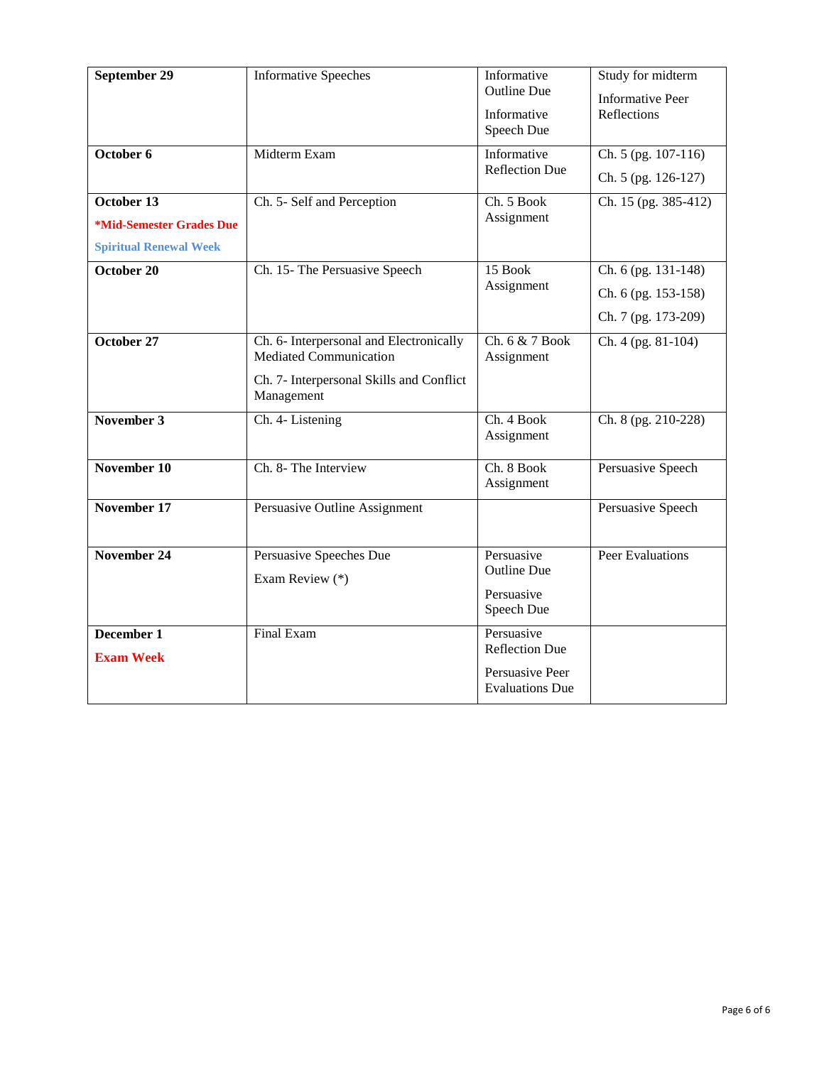| | | | |
|---|---|---|---|
| **September 29** | Informative Speeches | Informative Outline Due<br>Informative Speech Due | Study for midterm<br>Informative Peer Reflections |
| **October 6** | Midterm Exam | Informative Reflection Due | Ch. 5 (pg. 107-116)<br>Ch. 5 (pg. 126-127) |
| **October 13**<br>***Mid-Semester Grades Due**<br>**Spiritual Renewal Week** | Ch. 5- Self and Perception | Ch. 5 Book Assignment | Ch. 15 (pg. 385-412) |
| **October 20** | Ch. 15- The Persuasive Speech | 15 Book Assignment | Ch. 6 (pg. 131-148)<br>Ch. 6 (pg. 153-158)<br>Ch. 7 (pg. 173-209) |
| **October 27** | Ch. 6- Interpersonal and Electronically Mediated Communication<br>Ch. 7- Interpersonal Skills and Conflict Management | Ch. 6 & 7 Book Assignment | Ch. 4 (pg. 81-104) |
| **November 3** | Ch. 4- Listening | Ch. 4 Book Assignment | Ch. 8 (pg. 210-228) |
| **November 10** | Ch. 8- The Interview | Ch. 8 Book Assignment | Persuasive Speech |
| **November 17** | Persuasive Outline Assignment | | Persuasive Speech |
| **November 24** | Persuasive Speeches Due<br>Exam Review (*) | Persuasive Outline Due<br>Persuasive Speech Due | Peer Evaluations |
| **December 1**<br>**Exam Week** | Final Exam | Persuasive Reflection Due<br>Persuasive Peer Evaluations Due | |